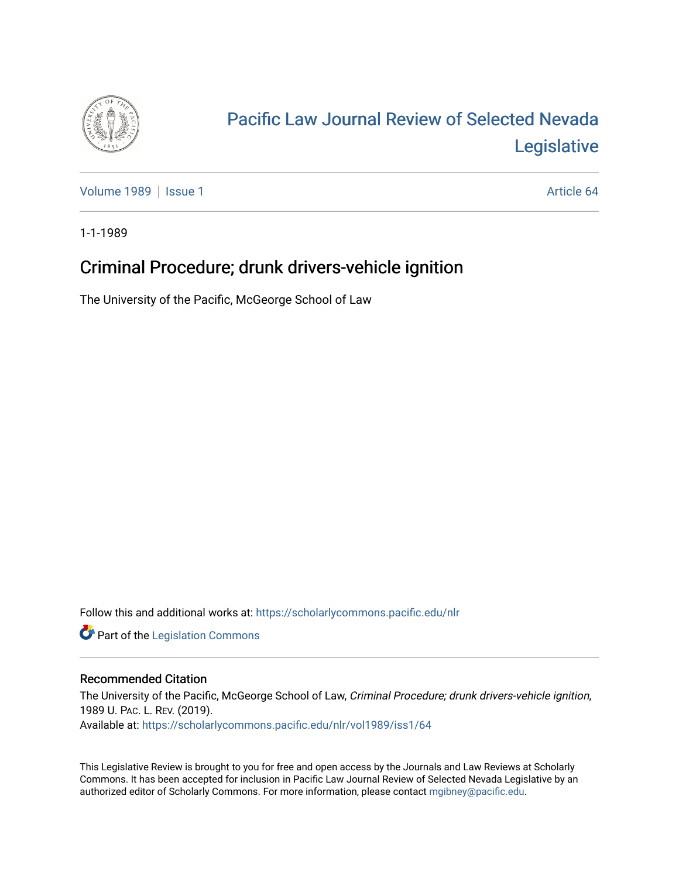# Pacific Law Journal Review of Selected Nevada Legislative

Volume 1989 | Issue 1 | Article 64

1-1-1989

## Criminal Procedure; drunk drivers-vehicle ignition

The University of the Pacific, McGeorge School of Law

Follow this and additional works at: https://scholarlycommons.pacific.edu/nlr

Part of the Legislation Commons

### Recommended Citation

The University of the Pacific, McGeorge School of Law, *Criminal Procedure; drunk drivers-vehicle ignition*, 1989 U. PAC. L. REV. (2019).
Available at: https://scholarlycommons.pacific.edu/nlr/vol1989/iss1/64

This Legislative Review is brought to you for free and open access by the Journals and Law Reviews at Scholarly Commons. It has been accepted for inclusion in Pacific Law Journal Review of Selected Nevada Legislative by an authorized editor of Scholarly Commons. For more information, please contact mgibney@pacific.edu.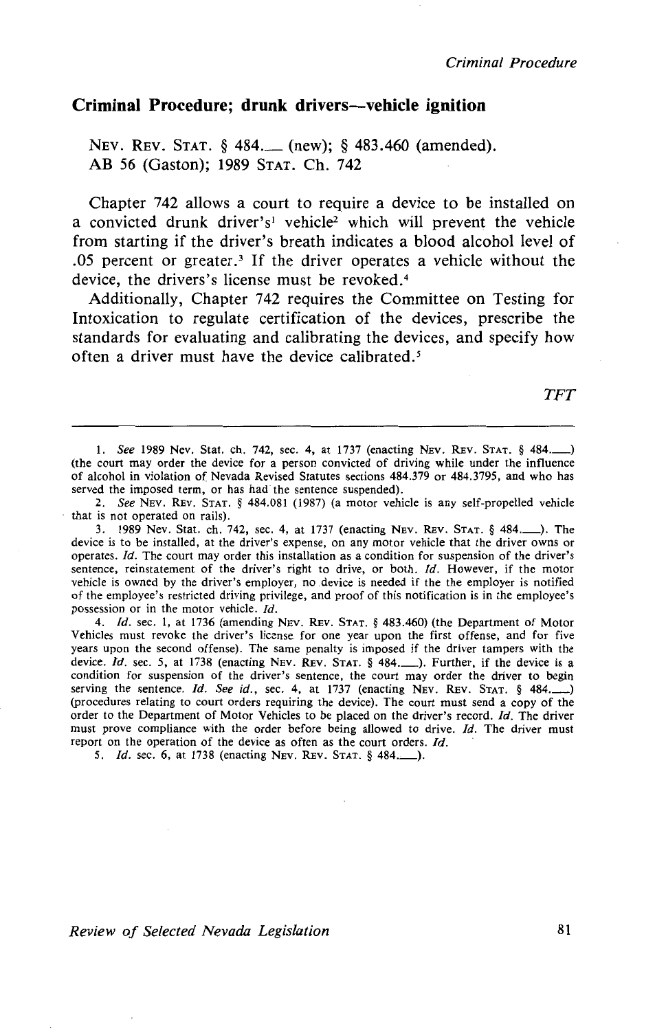## Criminal Procedure; drunk drivers—vehicle ignition

NEV. REV. STAT. § 484.__ (new); § 483.460 (amended).
AB 56 (Gaston); 1989 STAT. Ch. 742

Chapter 742 allows a court to require a device to be installed on a convicted drunk driver's[1] vehicle[2] which will prevent the vehicle from starting if the driver's breath indicates a blood alcohol level of .05 percent or greater.[3] If the driver operates a vehicle without the device, the drivers's license must be revoked.[4]

Additionally, Chapter 742 requires the Committee on Testing for Intoxication to regulate certification of the devices, prescribe the standards for evaluating and calibrating the devices, and specify how often a driver must have the device calibrated.[5]

*TFT*

---

1. *See* 1989 Nev. Stat. ch. 742, sec. 4, at 1737 (enacting NEV. REV. STAT. § 484.__) (the court may order the device for a person convicted of driving while under the influence of alcohol in violation of Nevada Revised Statutes sections 484.379 or 484.3795, and who has served the imposed term, or has had the sentence suspended).

2. *See* NEV. REV. STAT. § 484.081 (1987) (a motor vehicle is any self-propelled vehicle that is not operated on rails).

3. 1989 Nev. Stat. ch. 742, sec. 4, at 1737 (enacting NEV. REV. STAT. § 484.__). The device is to be installed, at the driver's expense, on any motor vehicle that the driver owns or operates. *Id.* The court may order this installation as a condition for suspension of the driver's sentence, reinstatement of the driver's right to drive, or both. *Id.* However, if the motor vehicle is owned by the driver's employer, no device is needed if the the employer is notified of the employee's restricted driving privilege, and proof of this notification is in the employee's possession or in the motor vehicle. *Id.*

4. *Id.* sec. 1, at 1736 (amending NEV. REV. STAT. § 483.460) (the Department of Motor Vehicles must revoke the driver's license for one year upon the first offense, and for five years upon the second offense). The same penalty is imposed if the driver tampers with the device. *Id.* sec. 5, at 1738 (enacting NEV. REV. STAT. § 484.__). Further, if the device is a condition for suspension of the driver's sentence, the court may order the driver to begin serving the sentence. *Id. See id.*, sec. 4, at 1737 (enacting NEV. REV. STAT. § 484.__) (procedures relating to court orders requiring the device). The court must send a copy of the order to the Department of Motor Vehicles to be placed on the driver's record. *Id.* The driver must prove compliance with the order before being allowed to drive. *Id.* The driver must report on the operation of the device as often as the court orders. *Id.*

5. *Id.* sec. 6, at 1738 (enacting NEV. REV. STAT. § 484.__).